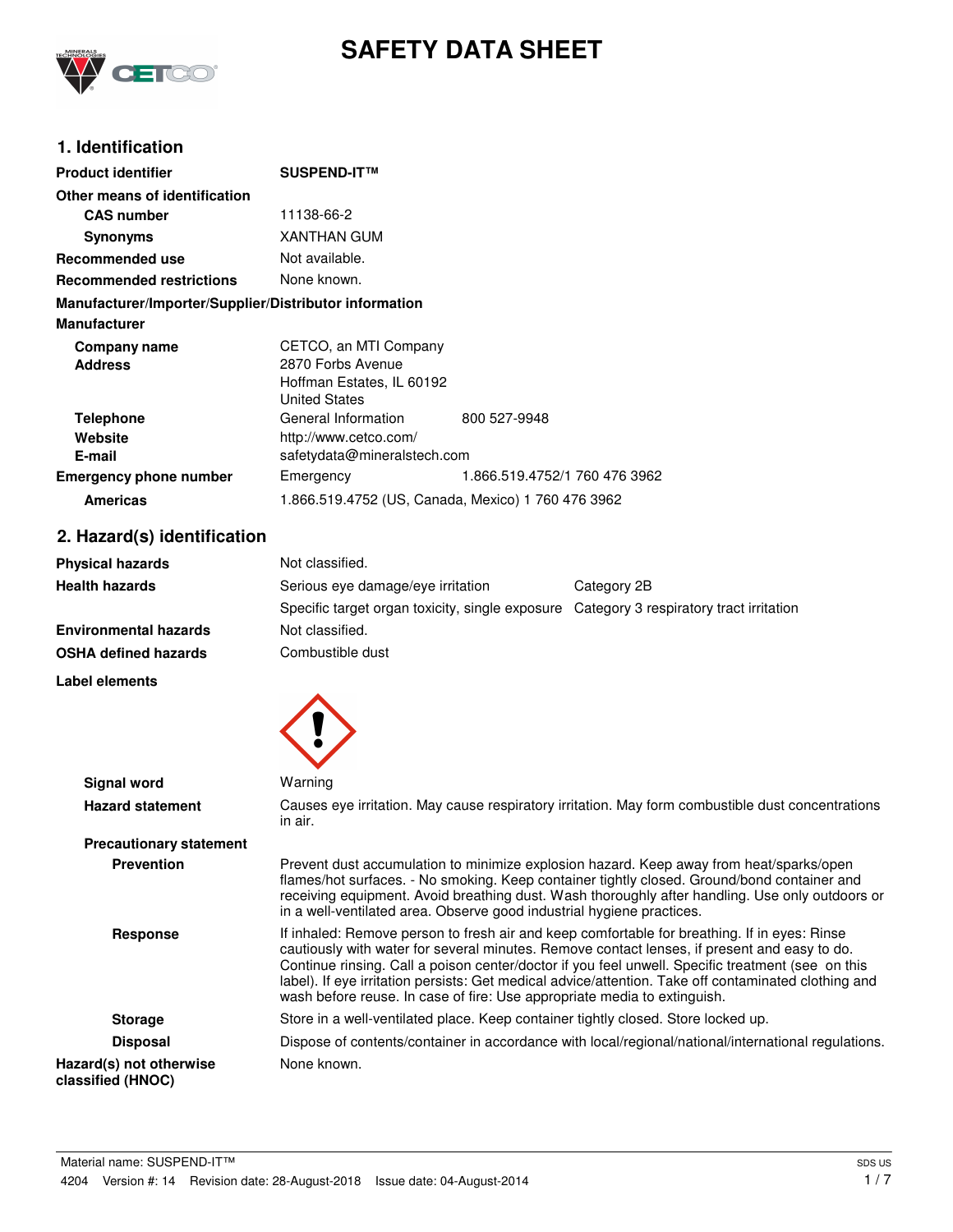# SAFETY DATA SHEET

## 1. Identification

| | |
|---|---|
| **Product identifier** | **SUSPEND-IT™** |
| **Other means of identification** | |
| **CAS number** | 11138-66-2 |
| **Synonyms** | XANTHAN GUM |
| **Recommended use** | Not available. |
| **Recommended restrictions** | None known. |

**Manufacturer/Importer/Supplier/Distributor information**

**Manufacturer**

| | | |
|---|---|---|
| **Company name** | CETCO, an MTI Company | |
| **Address** | 2870 Forbs Avenue<br>Hoffman Estates, IL 60192<br>United States | |
| **Telephone** | General Information | 800 527-9948 |
| **Website** | http://www.cetco.com/ | |
| **E-mail** | safetydata@mineralstech.com | |
| **Emergency phone number** | Emergency | 1.866.519.4752/1 760 476 3962 |
| **Americas** | 1.866.519.4752 (US, Canada, Mexico) 1 760 476 3962 | |

## 2. Hazard(s) identification

| | | |
|---|---|---|
| **Physical hazards** | Not classified. | |
| **Health hazards** | Serious eye damage/eye irritation | Category 2B |
| | Specific target organ toxicity, single exposure | Category 3 respiratory tract irritation |
| **Environmental hazards** | Not classified. | |
| **OSHA defined hazards** | Combustible dust | |

**Label elements**

**Signal word** Warning

**Hazard statement** Causes eye irritation. May cause respiratory irritation. May form combustible dust concentrations in air.

**Precautionary statement**

**Prevention** Prevent dust accumulation to minimize explosion hazard. Keep away from heat/sparks/open flames/hot surfaces. - No smoking. Keep container tightly closed. Ground/bond container and receiving equipment. Avoid breathing dust. Wash thoroughly after handling. Use only outdoors or in a well-ventilated area. Observe good industrial hygiene practices.

**Response** If inhaled: Remove person to fresh air and keep comfortable for breathing. If in eyes: Rinse cautiously with water for several minutes. Remove contact lenses, if present and easy to do. Continue rinsing. Call a poison center/doctor if you feel unwell. Specific treatment (see on this label). If eye irritation persists: Get medical advice/attention. Take off contaminated clothing and wash before reuse. In case of fire: Use appropriate media to extinguish.

**Storage** Store in a well-ventilated place. Keep container tightly closed. Store locked up.

**Disposal** Dispose of contents/container in accordance with local/regional/national/international regulations.

**Hazard(s) not otherwise classified (HNOC)** None known.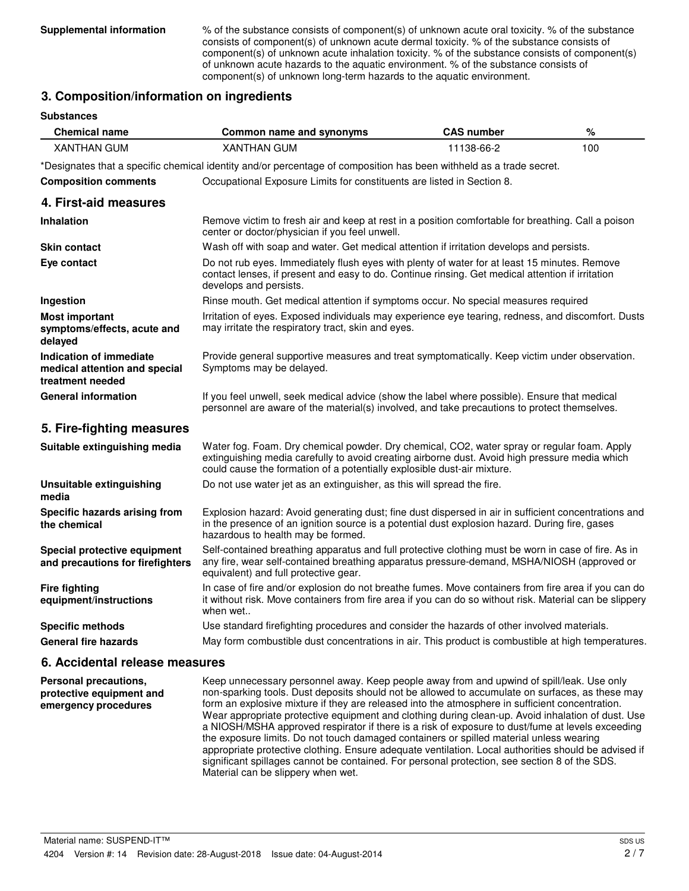**Supplemental information** % of the substance consists of component(s) of unknown acute oral toxicity. % of the substance consists of component(s) of unknown acute dermal toxicity. % of the substance consists of component(s) of unknown acute inhalation toxicity. % of the substance consists of component(s) of unknown acute hazards to the aquatic environment. % of the substance consists of component(s) of unknown long-term hazards to the aquatic environment.

## 3. Composition/information on ingredients

**Substances**

| Chemical name | Common name and synonyms | CAS number | % |
|---|---|---|---|
| XANTHAN GUM | XANTHAN GUM | 11138-66-2 | 100 |

*Designates that a specific chemical identity and/or percentage of composition has been withheld as a trade secret.

**Composition comments** Occupational Exposure Limits for constituents are listed in Section 8.

## 4. First-aid measures

**Inhalation** Remove victim to fresh air and keep at rest in a position comfortable for breathing. Call a poison center or doctor/physician if you feel unwell.

**Skin contact** Wash off with soap and water. Get medical attention if irritation develops and persists.

**Eye contact** Do not rub eyes. Immediately flush eyes with plenty of water for at least 15 minutes. Remove contact lenses, if present and easy to do. Continue rinsing. Get medical attention if irritation develops and persists.

**Ingestion** Rinse mouth. Get medical attention if symptoms occur. No special measures required

**Most important symptoms/effects, acute and delayed** Irritation of eyes. Exposed individuals may experience eye tearing, redness, and discomfort. Dusts may irritate the respiratory tract, skin and eyes.

**Indication of immediate medical attention and special treatment needed** Provide general supportive measures and treat symptomatically. Keep victim under observation. Symptoms may be delayed.

**General information** If you feel unwell, seek medical advice (show the label where possible). Ensure that medical personnel are aware of the material(s) involved, and take precautions to protect themselves.

## 5. Fire-fighting measures

**Suitable extinguishing media** Water fog. Foam. Dry chemical powder. Dry chemical, CO2, water spray or regular foam. Apply extinguishing media carefully to avoid creating airborne dust. Avoid high pressure media which could cause the formation of a potentially explosible dust-air mixture.

**Unsuitable extinguishing media** Do not use water jet as an extinguisher, as this will spread the fire.

**Specific hazards arising from the chemical** Explosion hazard: Avoid generating dust; fine dust dispersed in air in sufficient concentrations and in the presence of an ignition source is a potential dust explosion hazard. During fire, gases hazardous to health may be formed.

**Special protective equipment and precautions for firefighters** Self-contained breathing apparatus and full protective clothing must be worn in case of fire. As in any fire, wear self-contained breathing apparatus pressure-demand, MSHA/NIOSH (approved or equivalent) and full protective gear.

**Fire fighting equipment/instructions** In case of fire and/or explosion do not breathe fumes. Move containers from fire area if you can do it without risk. Move containers from fire area if you can do so without risk. Material can be slippery when wet..

**Specific methods** Use standard firefighting procedures and consider the hazards of other involved materials.

**General fire hazards** May form combustible dust concentrations in air. This product is combustible at high temperatures.

## 6. Accidental release measures

**Personal precautions, protective equipment and emergency procedures** Keep unnecessary personnel away. Keep people away from and upwind of spill/leak. Use only non-sparking tools. Dust deposits should not be allowed to accumulate on surfaces, as these may form an explosive mixture if they are released into the atmosphere in sufficient concentration. Wear appropriate protective equipment and clothing during clean-up. Avoid inhalation of dust. Use a NIOSH/MSHA approved respirator if there is a risk of exposure to dust/fume at levels exceeding the exposure limits. Do not touch damaged containers or spilled material unless wearing appropriate protective clothing. Ensure adequate ventilation. Local authorities should be advised if significant spillages cannot be contained. For personal protection, see section 8 of the SDS. Material can be slippery when wet.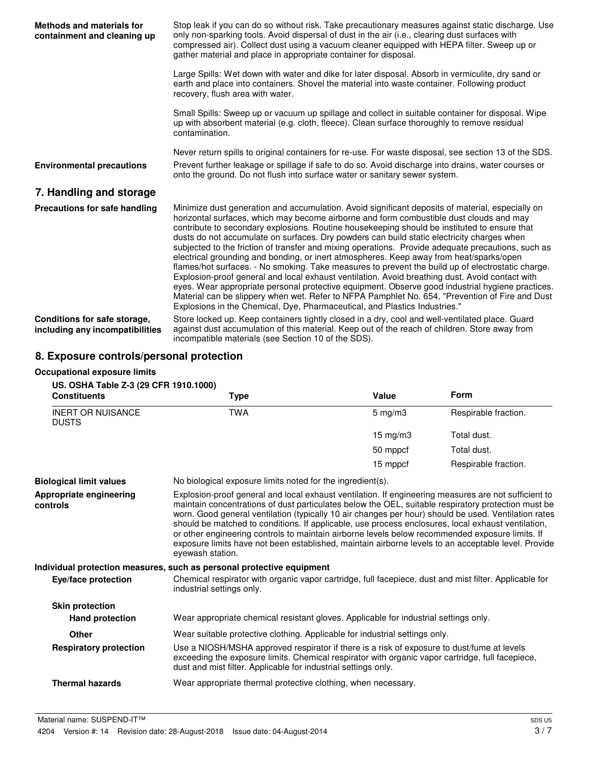**Methods and materials for containment and cleaning up**

Stop leak if you can do so without risk. Take precautionary measures against static discharge. Use only non-sparking tools. Avoid dispersal of dust in the air (i.e., clearing dust surfaces with compressed air). Collect dust using a vacuum cleaner equipped with HEPA filter. Sweep up or gather material and place in appropriate container for disposal.

Large Spills: Wet down with water and dike for later disposal. Absorb in vermiculite, dry sand or earth and place into containers. Shovel the material into waste container. Following product recovery, flush area with water.

Small Spills: Sweep up or vacuum up spillage and collect in suitable container for disposal. Wipe up with absorbent material (e.g. cloth, fleece). Clean surface thoroughly to remove residual contamination.

Never return spills to original containers for re-use. For waste disposal, see section 13 of the SDS.

**Environmental precautions**

Prevent further leakage or spillage if safe to do so. Avoid discharge into drains, water courses or onto the ground. Do not flush into surface water or sanitary sewer system.

## 7. Handling and storage

**Precautions for safe handling**

Minimize dust generation and accumulation. Avoid significant deposits of material, especially on horizontal surfaces, which may become airborne and form combustible dust clouds and may contribute to secondary explosions. Routine housekeeping should be instituted to ensure that dusts do not accumulate on surfaces. Dry powders can build static electricity charges when subjected to the friction of transfer and mixing operations. Provide adequate precautions, such as electrical grounding and bonding, or inert atmospheres. Keep away from heat/sparks/open flames/hot surfaces. - No smoking. Take measures to prevent the build up of electrostatic charge. Explosion-proof general and local exhaust ventilation. Avoid breathing dust. Avoid contact with eyes. Wear appropriate personal protective equipment. Observe good industrial hygiene practices. Material can be slippery when wet. Refer to NFPA Pamphlet No. 654, "Prevention of Fire and Dust Explosions in the Chemical, Dye, Pharmaceutical, and Plastics Industries."

**Conditions for safe storage, including any incompatibilities**

Store locked up. Keep containers tightly closed in a dry, cool and well-ventilated place. Guard against dust accumulation of this material. Keep out of the reach of children. Store away from incompatible materials (see Section 10 of the SDS).

## 8. Exposure controls/personal protection

**Occupational exposure limits**

**US. OSHA Table Z-3 (29 CFR 1910.1000)**

| Constituents | Type | Value | Form |
|---|---|---|---|
| INERT OR NUISANCE DUSTS | TWA | 5 mg/m3 | Respirable fraction. |
| | | 15 mg/m3 | Total dust. |
| | | 50 mppcf | Total dust. |
| | | 15 mppcf | Respirable fraction. |

**Biological limit values**

No biological exposure limits noted for the ingredient(s).

**Appropriate engineering controls**

Explosion-proof general and local exhaust ventilation. If engineering measures are not sufficient to maintain concentrations of dust particulates below the OEL, suitable respiratory protection must be worn. Good general ventilation (typically 10 air changes per hour) should be used. Ventilation rates should be matched to conditions. If applicable, use process enclosures, local exhaust ventilation, or other engineering controls to maintain airborne levels below recommended exposure limits. If exposure limits have not been established, maintain airborne levels to an acceptable level. Provide eyewash station.

**Individual protection measures, such as personal protective equipment**

**Eye/face protection**

Chemical respirator with organic vapor cartridge, full facepiece, dust and mist filter. Applicable for industrial settings only.

**Skin protection**

**Hand protection**

Wear appropriate chemical resistant gloves. Applicable for industrial settings only.

**Other**

Wear suitable protective clothing. Applicable for industrial settings only.

**Respiratory protection**

Use a NIOSH/MSHA approved respirator if there is a risk of exposure to dust/fume at levels exceeding the exposure limits. Chemical respirator with organic vapor cartridge, full facepiece, dust and mist filter. Applicable for industrial settings only.

**Thermal hazards**

Wear appropriate thermal protective clothing, when necessary.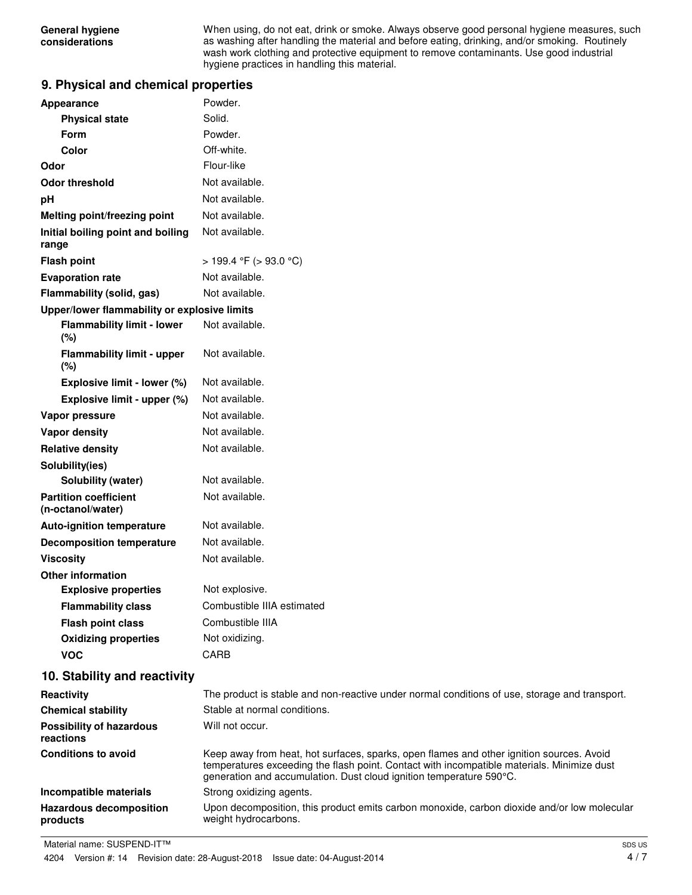| | |
|---|---|
| **General hygiene considerations** | When using, do not eat, drink or smoke. Always observe good personal hygiene measures, such as washing after handling the material and before eating, drinking, and/or smoking. Routinely wash work clothing and protective equipment to remove contaminants. Use good industrial hygiene practices in handling this material. |

## 9. Physical and chemical properties

| | |
|---|---|
| **Appearance** | Powder. |
| **Physical state** | Solid. |
| **Form** | Powder. |
| **Color** | Off-white. |
| **Odor** | Flour-like |
| **Odor threshold** | Not available. |
| **pH** | Not available. |
| **Melting point/freezing point** | Not available. |
| **Initial boiling point and boiling range** | Not available. |
| **Flash point** | > 199.4 °F (> 93.0 °C) |
| **Evaporation rate** | Not available. |
| **Flammability (solid, gas)** | Not available. |
| **Upper/lower flammability or explosive limits** | |
| **Flammability limit - lower (%)** | Not available. |
| **Flammability limit - upper (%)** | Not available. |
| **Explosive limit - lower (%)** | Not available. |
| **Explosive limit - upper (%)** | Not available. |
| **Vapor pressure** | Not available. |
| **Vapor density** | Not available. |
| **Relative density** | Not available. |
| **Solubility(ies)** | |
| **Solubility (water)** | Not available. |
| **Partition coefficient (n-octanol/water)** | Not available. |
| **Auto-ignition temperature** | Not available. |
| **Decomposition temperature** | Not available. |
| **Viscosity** | Not available. |
| **Other information** | |
| **Explosive properties** | Not explosive. |
| **Flammability class** | Combustible IIIA estimated |
| **Flash point class** | Combustible IIIA |
| **Oxidizing properties** | Not oxidizing. |
| **VOC** | CARB |

## 10. Stability and reactivity

| | |
|---|---|
| **Reactivity** | The product is stable and non-reactive under normal conditions of use, storage and transport. |
| **Chemical stability** | Stable at normal conditions. |
| **Possibility of hazardous reactions** | Will not occur. |
| **Conditions to avoid** | Keep away from heat, hot surfaces, sparks, open flames and other ignition sources. Avoid temperatures exceeding the flash point. Contact with incompatible materials. Minimize dust generation and accumulation. Dust cloud ignition temperature 590°C. |
| **Incompatible materials** | Strong oxidizing agents. |
| **Hazardous decomposition products** | Upon decomposition, this product emits carbon monoxide, carbon dioxide and/or low molecular weight hydrocarbons. |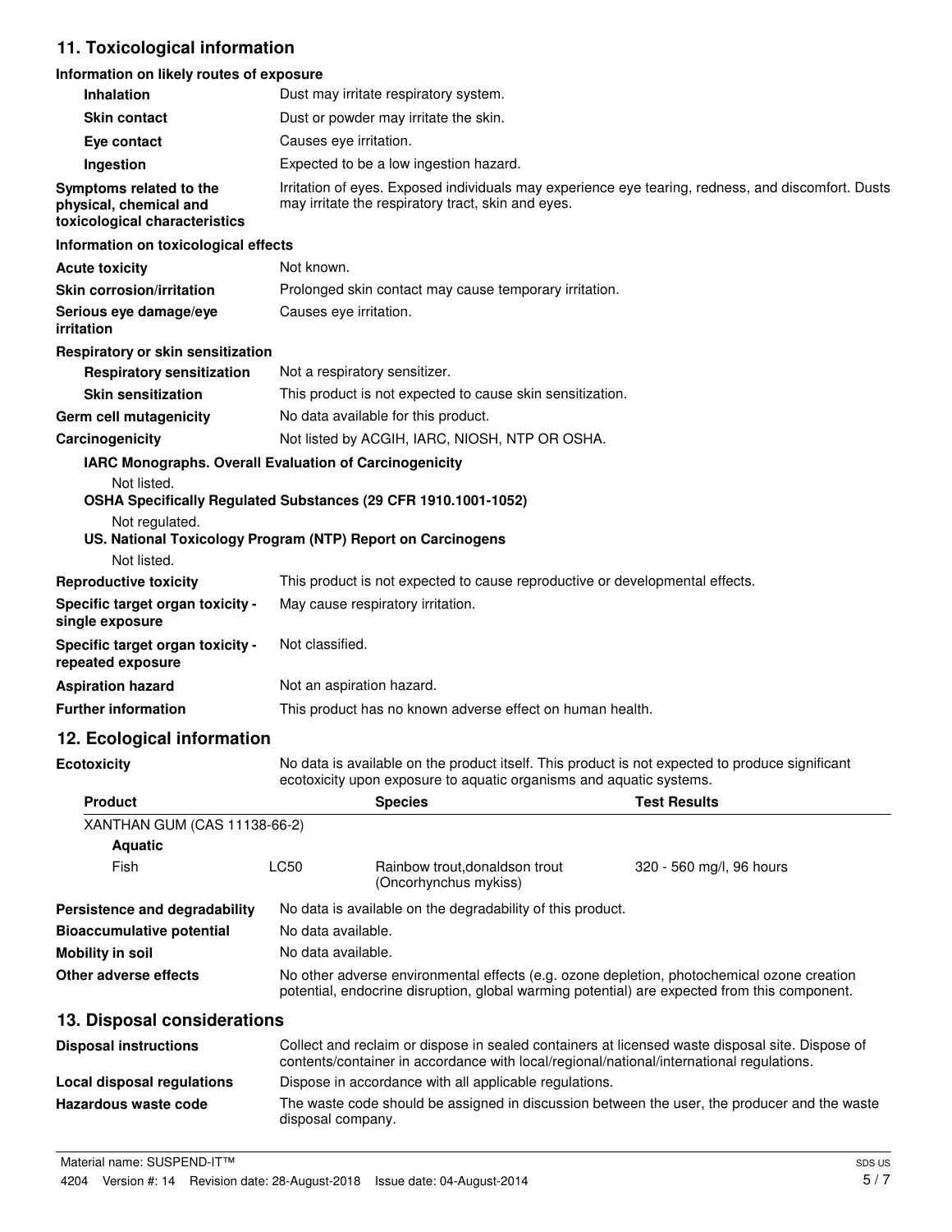## 11. Toxicological information

**Information on likely routes of exposure**

| | |
|---|---|
| **Inhalation** | Dust may irritate respiratory system. |
| **Skin contact** | Dust or powder may irritate the skin. |
| **Eye contact** | Causes eye irritation. |
| **Ingestion** | Expected to be a low ingestion hazard. |
| **Symptoms related to the physical, chemical and toxicological characteristics** | Irritation of eyes. Exposed individuals may experience eye tearing, redness, and discomfort. Dusts may irritate the respiratory tract, skin and eyes. |

**Information on toxicological effects**

| | |
|---|---|
| **Acute toxicity** | Not known. |
| **Skin corrosion/irritation** | Prolonged skin contact may cause temporary irritation. |
| **Serious eye damage/eye irritation** | Causes eye irritation. |

**Respiratory or skin sensitization**

| | |
|---|---|
| **Respiratory sensitization** | Not a respiratory sensitizer. |
| **Skin sensitization** | This product is not expected to cause skin sensitization. |
| **Germ cell mutagenicity** | No data available for this product. |
| **Carcinogenicity** | Not listed by ACGIH, IARC, NIOSH, NTP OR OSHA. |

**IARC Monographs. Overall Evaluation of Carcinogenicity**

Not listed.

**OSHA Specifically Regulated Substances (29 CFR 1910.1001-1052)**

Not regulated.

**US. National Toxicology Program (NTP) Report on Carcinogens**

Not listed.

| | |
|---|---|
| **Reproductive toxicity** | This product is not expected to cause reproductive or developmental effects. |
| **Specific target organ toxicity - single exposure** | May cause respiratory irritation. |
| **Specific target organ toxicity - repeated exposure** | Not classified. |
| **Aspiration hazard** | Not an aspiration hazard. |
| **Further information** | This product has no known adverse effect on human health. |

## 12. Ecological information

**Ecotoxicity** No data is available on the product itself. This product is not expected to produce significant ecotoxicity upon exposure to aquatic organisms and aquatic systems.

| Product | | Species | Test Results |
|---|---|---|---|
| XANTHAN GUM (CAS 11138-66-2) | | | |
| **Aquatic** | | | |
| Fish | LC50 | Rainbow trout,donaldson trout (Oncorhynchus mykiss) | 320 - 560 mg/l, 96 hours |

| | |
|---|---|
| **Persistence and degradability** | No data is available on the degradability of this product. |
| **Bioaccumulative potential** | No data available. |
| **Mobility in soil** | No data available. |
| **Other adverse effects** | No other adverse environmental effects (e.g. ozone depletion, photochemical ozone creation potential, endocrine disruption, global warming potential) are expected from this component. |

## 13. Disposal considerations

| | |
|---|---|
| **Disposal instructions** | Collect and reclaim or dispose in sealed containers at licensed waste disposal site. Dispose of contents/container in accordance with local/regional/national/international regulations. |
| **Local disposal regulations** | Dispose in accordance with all applicable regulations. |
| **Hazardous waste code** | The waste code should be assigned in discussion between the user, the producer and the waste disposal company. |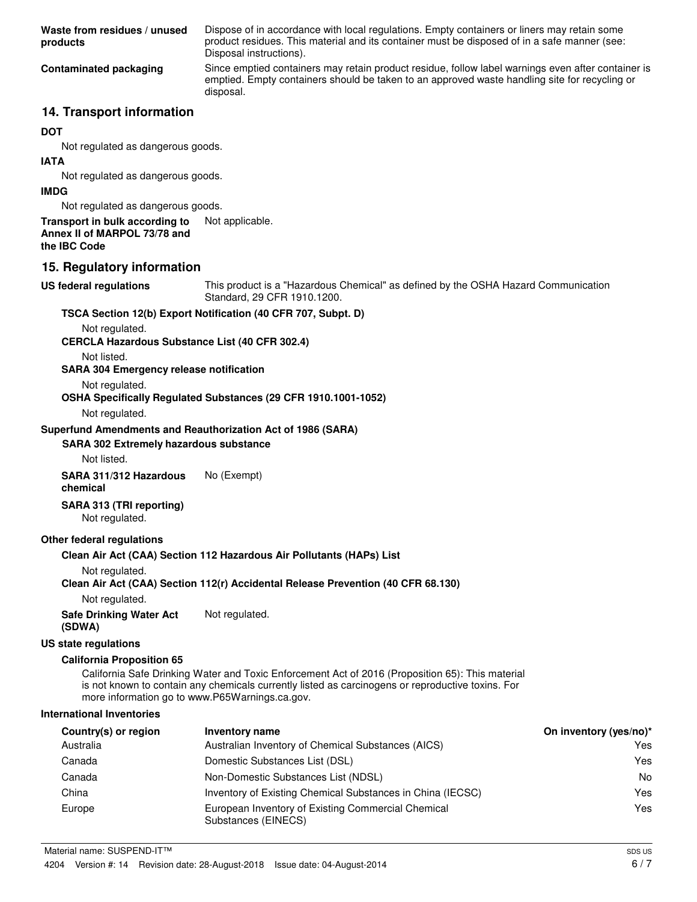**Waste from residues / unused products** Dispose of in accordance with local regulations. Empty containers or liners may retain some product residues. This material and its container must be disposed of in a safe manner (see: Disposal instructions).

**Contaminated packaging** Since emptied containers may retain product residue, follow label warnings even after container is emptied. Empty containers should be taken to an approved waste handling site for recycling or disposal.

## 14. Transport information

**DOT**

Not regulated as dangerous goods.

**IATA**

Not regulated as dangerous goods.

**IMDG**

Not regulated as dangerous goods.

**Transport in bulk according to Annex II of MARPOL 73/78 and the IBC Code** Not applicable.

## 15. Regulatory information

**US federal regulations** This product is a "Hazardous Chemical" as defined by the OSHA Hazard Communication Standard, 29 CFR 1910.1200.

**TSCA Section 12(b) Export Notification (40 CFR 707, Subpt. D)**

Not regulated.

**CERCLA Hazardous Substance List (40 CFR 302.4)**

Not listed.

**SARA 304 Emergency release notification**

Not regulated.

**OSHA Specifically Regulated Substances (29 CFR 1910.1001-1052)**

Not regulated.

**Superfund Amendments and Reauthorization Act of 1986 (SARA)**

**SARA 302 Extremely hazardous substance**

Not listed.

**SARA 311/312 Hazardous chemical** No (Exempt)

**SARA 313 (TRI reporting)**

Not regulated.

**Other federal regulations**

**Clean Air Act (CAA) Section 112 Hazardous Air Pollutants (HAPs) List**

Not regulated.

**Clean Air Act (CAA) Section 112(r) Accidental Release Prevention (40 CFR 68.130)**

Not regulated.

**Safe Drinking Water Act (SDWA)** Not regulated.

**US state regulations**

**California Proposition 65**

California Safe Drinking Water and Toxic Enforcement Act of 2016 (Proposition 65): This material is not known to contain any chemicals currently listed as carcinogens or reproductive toxins. For more information go to www.P65Warnings.ca.gov.

**International Inventories**

| Country(s) or region | Inventory name | On inventory (yes/no)* |
|---|---|---|
| Australia | Australian Inventory of Chemical Substances (AICS) | Yes |
| Canada | Domestic Substances List (DSL) | Yes |
| Canada | Non-Domestic Substances List (NDSL) | No |
| China | Inventory of Existing Chemical Substances in China (IECSC) | Yes |
| Europe | European Inventory of Existing Commercial Chemical Substances (EINECS) | Yes |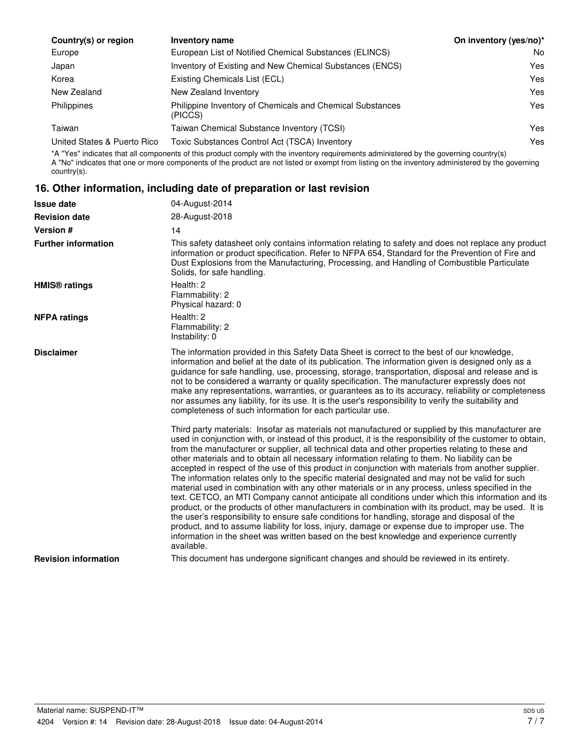| Country(s) or region | Inventory name | On inventory (yes/no)* |
| --- | --- | --- |
| Europe | European List of Notified Chemical Substances (ELINCS) | No |
| Japan | Inventory of Existing and New Chemical Substances (ENCS) | Yes |
| Korea | Existing Chemicals List (ECL) | Yes |
| New Zealand | New Zealand Inventory | Yes |
| Philippines | Philippine Inventory of Chemicals and Chemical Substances (PICCS) | Yes |
| Taiwan | Taiwan Chemical Substance Inventory (TCSI) | Yes |
| United States & Puerto Rico | Toxic Substances Control Act (TSCA) Inventory | Yes |

*A "Yes" indicates that all components of this product comply with the inventory requirements administered by the governing country(s)
A "No" indicates that one or more components of the product are not listed or exempt from listing on the inventory administered by the governing country(s).

## 16. Other information, including date of preparation or last revision

**Issue date**
04-August-2014

**Revision date**
28-August-2018

**Version #**
14

**Further information**
This safety datasheet only contains information relating to safety and does not replace any product information or product specification. Refer to NFPA 654, Standard for the Prevention of Fire and Dust Explosions from the Manufacturing, Processing, and Handling of Combustible Particulate Solids, for safe handling.

**HMIS® ratings**
Health: 2
Flammability: 2
Physical hazard: 0

**NFPA ratings**
Health: 2
Flammability: 2
Instability: 0

**Disclaimer**
The information provided in this Safety Data Sheet is correct to the best of our knowledge, information and belief at the date of its publication. The information given is designed only as a guidance for safe handling, use, processing, storage, transportation, disposal and release and is not to be considered a warranty or quality specification. The manufacturer expressly does not make any representations, warranties, or guarantees as to its accuracy, reliability or completeness nor assumes any liability, for its use. It is the user's responsibility to verify the suitability and completeness of such information for each particular use.

Third party materials: Insofar as materials not manufactured or supplied by this manufacturer are used in conjunction with, or instead of this product, it is the responsibility of the customer to obtain, from the manufacturer or supplier, all technical data and other properties relating to these and other materials and to obtain all necessary information relating to them. No liability can be accepted in respect of the use of this product in conjunction with materials from another supplier. The information relates only to the specific material designated and may not be valid for such material used in combination with any other materials or in any process, unless specified in the text. CETCO, an MTI Company cannot anticipate all conditions under which this information and its product, or the products of other manufacturers in combination with its product, may be used. It is the user's responsibility to ensure safe conditions for handling, storage and disposal of the product, and to assume liability for loss, injury, damage or expense due to improper use. The information in the sheet was written based on the best knowledge and experience currently available.

**Revision information**
This document has undergone significant changes and should be reviewed in its entirety.